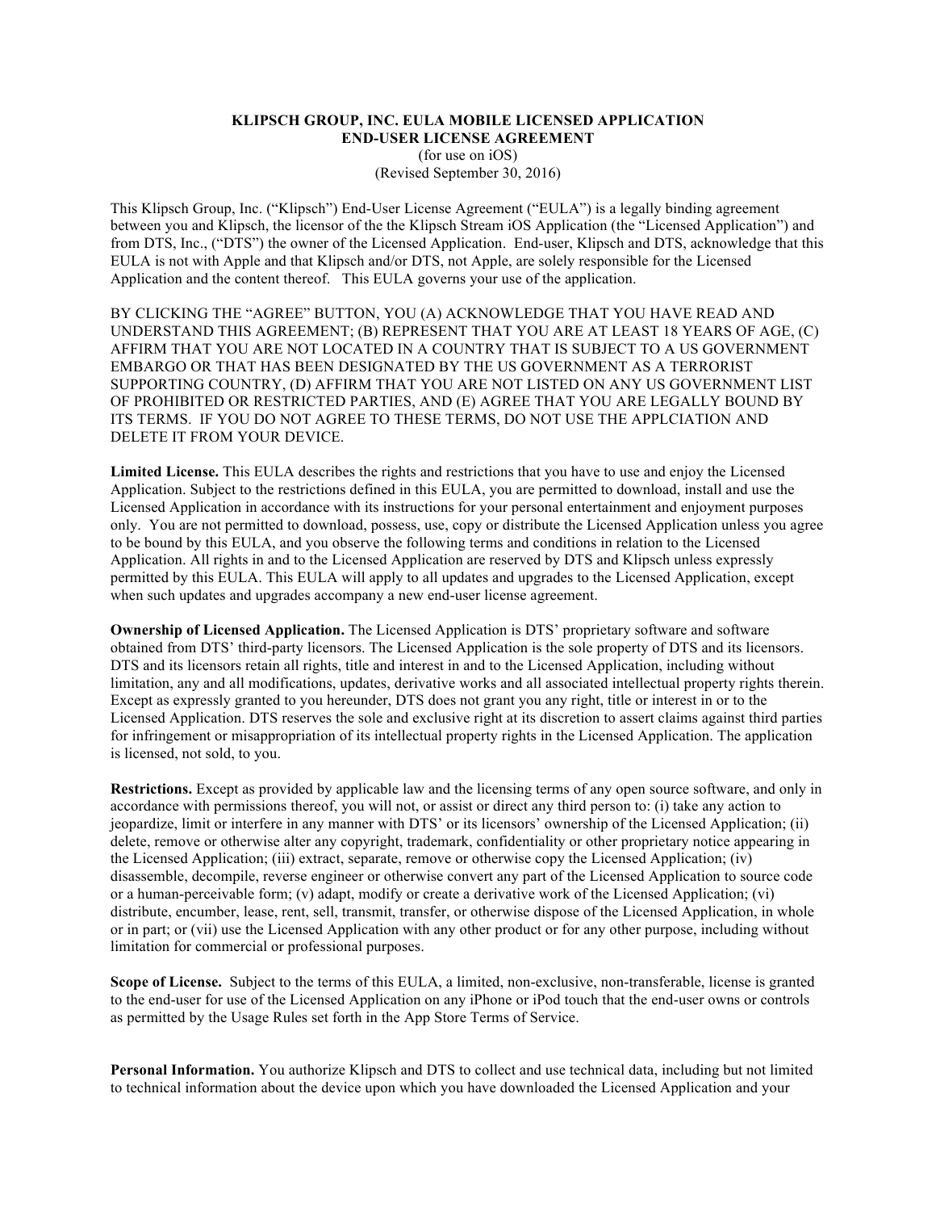**KLIPSCH GROUP, INC. EULA MOBILE LICENSED APPLICATION**
**END-USER LICENSE AGREEMENT**
(for use on iOS)
(Revised September 30, 2016)

This Klipsch Group, Inc. ("Klipsch") End-User License Agreement ("EULA") is a legally binding agreement between you and Klipsch, the licensor of the the Klipsch Stream iOS Application (the "Licensed Application") and from DTS, Inc., ("DTS") the owner of the Licensed Application. End-user, Klipsch and DTS, acknowledge that this EULA is not with Apple and that Klipsch and/or DTS, not Apple, are solely responsible for the Licensed Application and the content thereof. This EULA governs your use of the application.

BY CLICKING THE "AGREE" BUTTON, YOU (A) ACKNOWLEDGE THAT YOU HAVE READ AND UNDERSTAND THIS AGREEMENT; (B) REPRESENT THAT YOU ARE AT LEAST 18 YEARS OF AGE, (C) AFFIRM THAT YOU ARE NOT LOCATED IN A COUNTRY THAT IS SUBJECT TO A US GOVERNMENT EMBARGO OR THAT HAS BEEN DESIGNATED BY THE US GOVERNMENT AS A TERRORIST SUPPORTING COUNTRY, (D) AFFIRM THAT YOU ARE NOT LISTED ON ANY US GOVERNMENT LIST OF PROHIBITED OR RESTRICTED PARTIES, AND (E) AGREE THAT YOU ARE LEGALLY BOUND BY ITS TERMS. IF YOU DO NOT AGREE TO THESE TERMS, DO NOT USE THE APPLCIATION AND DELETE IT FROM YOUR DEVICE.

**Limited License.** This EULA describes the rights and restrictions that you have to use and enjoy the Licensed Application. Subject to the restrictions defined in this EULA, you are permitted to download, install and use the Licensed Application in accordance with its instructions for your personal entertainment and enjoyment purposes only. You are not permitted to download, possess, use, copy or distribute the Licensed Application unless you agree to be bound by this EULA, and you observe the following terms and conditions in relation to the Licensed Application. All rights in and to the Licensed Application are reserved by DTS and Klipsch unless expressly permitted by this EULA. This EULA will apply to all updates and upgrades to the Licensed Application, except when such updates and upgrades accompany a new end-user license agreement.

**Ownership of Licensed Application.** The Licensed Application is DTS' proprietary software and software obtained from DTS' third-party licensors. The Licensed Application is the sole property of DTS and its licensors. DTS and its licensors retain all rights, title and interest in and to the Licensed Application, including without limitation, any and all modifications, updates, derivative works and all associated intellectual property rights therein. Except as expressly granted to you hereunder, DTS does not grant you any right, title or interest in or to the Licensed Application. DTS reserves the sole and exclusive right at its discretion to assert claims against third parties for infringement or misappropriation of its intellectual property rights in the Licensed Application. The application is licensed, not sold, to you.

**Restrictions.** Except as provided by applicable law and the licensing terms of any open source software, and only in accordance with permissions thereof, you will not, or assist or direct any third person to: (i) take any action to jeopardize, limit or interfere in any manner with DTS' or its licensors' ownership of the Licensed Application; (ii) delete, remove or otherwise alter any copyright, trademark, confidentiality or other proprietary notice appearing in the Licensed Application; (iii) extract, separate, remove or otherwise copy the Licensed Application; (iv) disassemble, decompile, reverse engineer or otherwise convert any part of the Licensed Application to source code or a human-perceivable form; (v) adapt, modify or create a derivative work of the Licensed Application; (vi) distribute, encumber, lease, rent, sell, transmit, transfer, or otherwise dispose of the Licensed Application, in whole or in part; or (vii) use the Licensed Application with any other product or for any other purpose, including without limitation for commercial or professional purposes.

**Scope of License.** Subject to the terms of this EULA, a limited, non-exclusive, non-transferable, license is granted to the end-user for use of the Licensed Application on any iPhone or iPod touch that the end-user owns or controls as permitted by the Usage Rules set forth in the App Store Terms of Service.

**Personal Information.** You authorize Klipsch and DTS to collect and use technical data, including but not limited to technical information about the device upon which you have downloaded the Licensed Application and your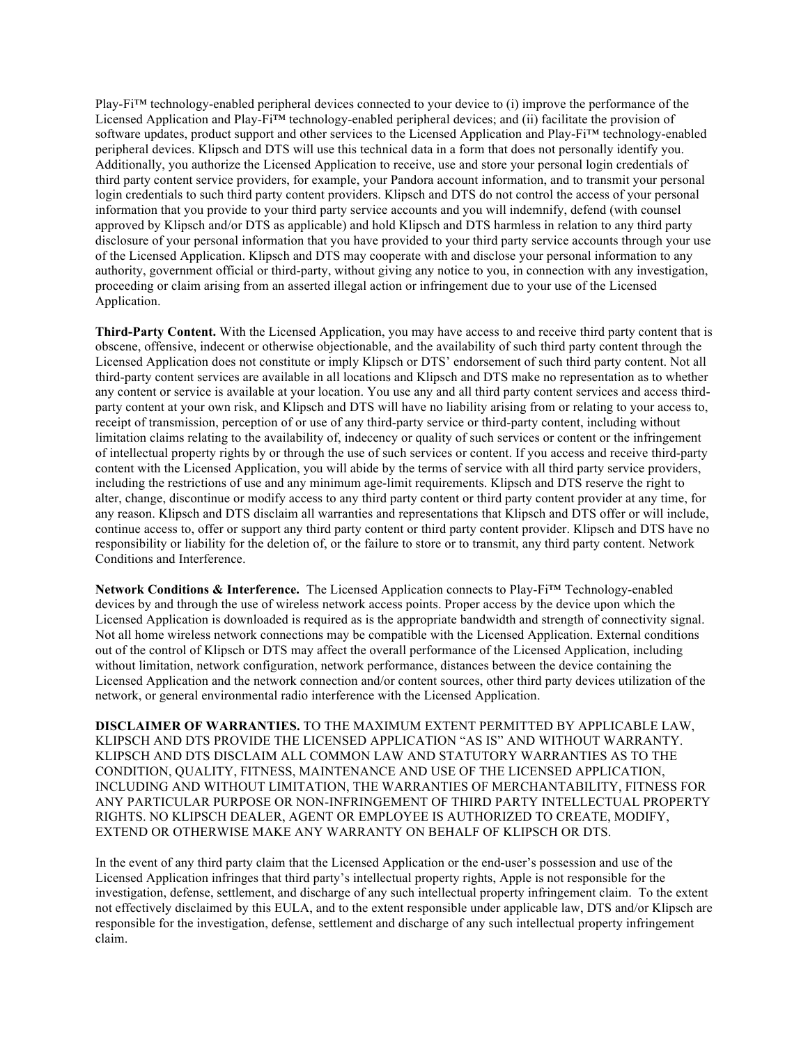Play-Fi™ technology-enabled peripheral devices connected to your device to (i) improve the performance of the Licensed Application and Play-Fi™ technology-enabled peripheral devices; and (ii) facilitate the provision of software updates, product support and other services to the Licensed Application and Play-Fi™ technology-enabled peripheral devices. Klipsch and DTS will use this technical data in a form that does not personally identify you. Additionally, you authorize the Licensed Application to receive, use and store your personal login credentials of third party content service providers, for example, your Pandora account information, and to transmit your personal login credentials to such third party content providers. Klipsch and DTS do not control the access of your personal information that you provide to your third party service accounts and you will indemnify, defend (with counsel approved by Klipsch and/or DTS as applicable) and hold Klipsch and DTS harmless in relation to any third party disclosure of your personal information that you have provided to your third party service accounts through your use of the Licensed Application. Klipsch and DTS may cooperate with and disclose your personal information to any authority, government official or third-party, without giving any notice to you, in connection with any investigation, proceeding or claim arising from an asserted illegal action or infringement due to your use of the Licensed Application.

**Third-Party Content.** With the Licensed Application, you may have access to and receive third party content that is obscene, offensive, indecent or otherwise objectionable, and the availability of such third party content through the Licensed Application does not constitute or imply Klipsch or DTS' endorsement of such third party content. Not all third-party content services are available in all locations and Klipsch and DTS make no representation as to whether any content or service is available at your location. You use any and all third party content services and access third-party content at your own risk, and Klipsch and DTS will have no liability arising from or relating to your access to, receipt of transmission, perception of or use of any third-party service or third-party content, including without limitation claims relating to the availability of, indecency or quality of such services or content or the infringement of intellectual property rights by or through the use of such services or content. If you access and receive third-party content with the Licensed Application, you will abide by the terms of service with all third party service providers, including the restrictions of use and any minimum age-limit requirements. Klipsch and DTS reserve the right to alter, change, discontinue or modify access to any third party content or third party content provider at any time, for any reason. Klipsch and DTS disclaim all warranties and representations that Klipsch and DTS offer or will include, continue access to, offer or support any third party content or third party content provider. Klipsch and DTS have no responsibility or liability for the deletion of, or the failure to store or to transmit, any third party content. Network Conditions and Interference.

**Network Conditions & Interference.** The Licensed Application connects to Play-Fi™ Technology-enabled devices by and through the use of wireless network access points. Proper access by the device upon which the Licensed Application is downloaded is required as is the appropriate bandwidth and strength of connectivity signal. Not all home wireless network connections may be compatible with the Licensed Application. External conditions out of the control of Klipsch or DTS may affect the overall performance of the Licensed Application, including without limitation, network configuration, network performance, distances between the device containing the Licensed Application and the network connection and/or content sources, other third party devices utilization of the network, or general environmental radio interference with the Licensed Application.

**DISCLAIMER OF WARRANTIES.** TO THE MAXIMUM EXTENT PERMITTED BY APPLICABLE LAW, KLIPSCH AND DTS PROVIDE THE LICENSED APPLICATION "AS IS" AND WITHOUT WARRANTY. KLIPSCH AND DTS DISCLAIM ALL COMMON LAW AND STATUTORY WARRANTIES AS TO THE CONDITION, QUALITY, FITNESS, MAINTENANCE AND USE OF THE LICENSED APPLICATION, INCLUDING AND WITHOUT LIMITATION, THE WARRANTIES OF MERCHANTABILITY, FITNESS FOR ANY PARTICULAR PURPOSE OR NON-INFRINGEMENT OF THIRD PARTY INTELLECTUAL PROPERTY RIGHTS. NO KLIPSCH DEALER, AGENT OR EMPLOYEE IS AUTHORIZED TO CREATE, MODIFY, EXTEND OR OTHERWISE MAKE ANY WARRANTY ON BEHALF OF KLIPSCH OR DTS.

In the event of any third party claim that the Licensed Application or the end-user's possession and use of the Licensed Application infringes that third party's intellectual property rights, Apple is not responsible for the investigation, defense, settlement, and discharge of any such intellectual property infringement claim. To the extent not effectively disclaimed by this EULA, and to the extent responsible under applicable law, DTS and/or Klipsch are responsible for the investigation, defense, settlement and discharge of any such intellectual property infringement claim.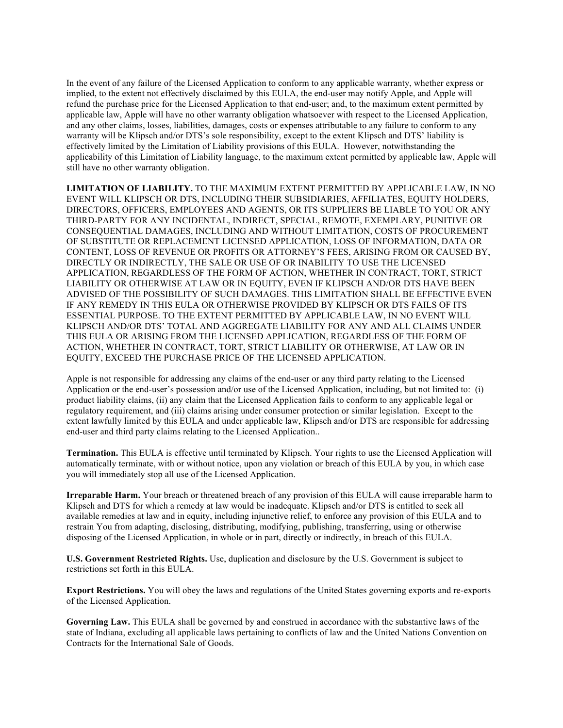In the event of any failure of the Licensed Application to conform to any applicable warranty, whether express or implied, to the extent not effectively disclaimed by this EULA, the end-user may notify Apple, and Apple will refund the purchase price for the Licensed Application to that end-user; and, to the maximum extent permitted by applicable law, Apple will have no other warranty obligation whatsoever with respect to the Licensed Application, and any other claims, losses, liabilities, damages, costs or expenses attributable to any failure to conform to any warranty will be Klipsch and/or DTS's sole responsibility, except to the extent Klipsch and DTS' liability is effectively limited by the Limitation of Liability provisions of this EULA. However, notwithstanding the applicability of this Limitation of Liability language, to the maximum extent permitted by applicable law, Apple will still have no other warranty obligation.

**LIMITATION OF LIABILITY.** TO THE MAXIMUM EXTENT PERMITTED BY APPLICABLE LAW, IN NO EVENT WILL KLIPSCH OR DTS, INCLUDING THEIR SUBSIDIARIES, AFFILIATES, EQUITY HOLDERS, DIRECTORS, OFFICERS, EMPLOYEES AND AGENTS, OR ITS SUPPLIERS BE LIABLE TO YOU OR ANY THIRD-PARTY FOR ANY INCIDENTAL, INDIRECT, SPECIAL, REMOTE, EXEMPLARY, PUNITIVE OR CONSEQUENTIAL DAMAGES, INCLUDING AND WITHOUT LIMITATION, COSTS OF PROCUREMENT OF SUBSTITUTE OR REPLACEMENT LICENSED APPLICATION, LOSS OF INFORMATION, DATA OR CONTENT, LOSS OF REVENUE OR PROFITS OR ATTORNEY'S FEES, ARISING FROM OR CAUSED BY, DIRECTLY OR INDIRECTLY, THE SALE OR USE OF OR INABILITY TO USE THE LICENSED APPLICATION, REGARDLESS OF THE FORM OF ACTION, WHETHER IN CONTRACT, TORT, STRICT LIABILITY OR OTHERWISE AT LAW OR IN EQUITY, EVEN IF KLIPSCH AND/OR DTS HAVE BEEN ADVISED OF THE POSSIBILITY OF SUCH DAMAGES. THIS LIMITATION SHALL BE EFFECTIVE EVEN IF ANY REMEDY IN THIS EULA OR OTHERWISE PROVIDED BY KLIPSCH OR DTS FAILS OF ITS ESSENTIAL PURPOSE. TO THE EXTENT PERMITTED BY APPLICABLE LAW, IN NO EVENT WILL KLIPSCH AND/OR DTS' TOTAL AND AGGREGATE LIABILITY FOR ANY AND ALL CLAIMS UNDER THIS EULA OR ARISING FROM THE LICENSED APPLICATION, REGARDLESS OF THE FORM OF ACTION, WHETHER IN CONTRACT, TORT, STRICT LIABILITY OR OTHERWISE, AT LAW OR IN EQUITY, EXCEED THE PURCHASE PRICE OF THE LICENSED APPLICATION.

Apple is not responsible for addressing any claims of the end-user or any third party relating to the Licensed Application or the end-user's possession and/or use of the Licensed Application, including, but not limited to: (i) product liability claims, (ii) any claim that the Licensed Application fails to conform to any applicable legal or regulatory requirement, and (iii) claims arising under consumer protection or similar legislation. Except to the extent lawfully limited by this EULA and under applicable law, Klipsch and/or DTS are responsible for addressing end-user and third party claims relating to the Licensed Application..

**Termination.** This EULA is effective until terminated by Klipsch. Your rights to use the Licensed Application will automatically terminate, with or without notice, upon any violation or breach of this EULA by you, in which case you will immediately stop all use of the Licensed Application.

**Irreparable Harm.** Your breach or threatened breach of any provision of this EULA will cause irreparable harm to Klipsch and DTS for which a remedy at law would be inadequate. Klipsch and/or DTS is entitled to seek all available remedies at law and in equity, including injunctive relief, to enforce any provision of this EULA and to restrain You from adapting, disclosing, distributing, modifying, publishing, transferring, using or otherwise disposing of the Licensed Application, in whole or in part, directly or indirectly, in breach of this EULA.

**U.S. Government Restricted Rights.** Use, duplication and disclosure by the U.S. Government is subject to restrictions set forth in this EULA.

**Export Restrictions.** You will obey the laws and regulations of the United States governing exports and re-exports of the Licensed Application.

**Governing Law.** This EULA shall be governed by and construed in accordance with the substantive laws of the state of Indiana, excluding all applicable laws pertaining to conflicts of law and the United Nations Convention on Contracts for the International Sale of Goods.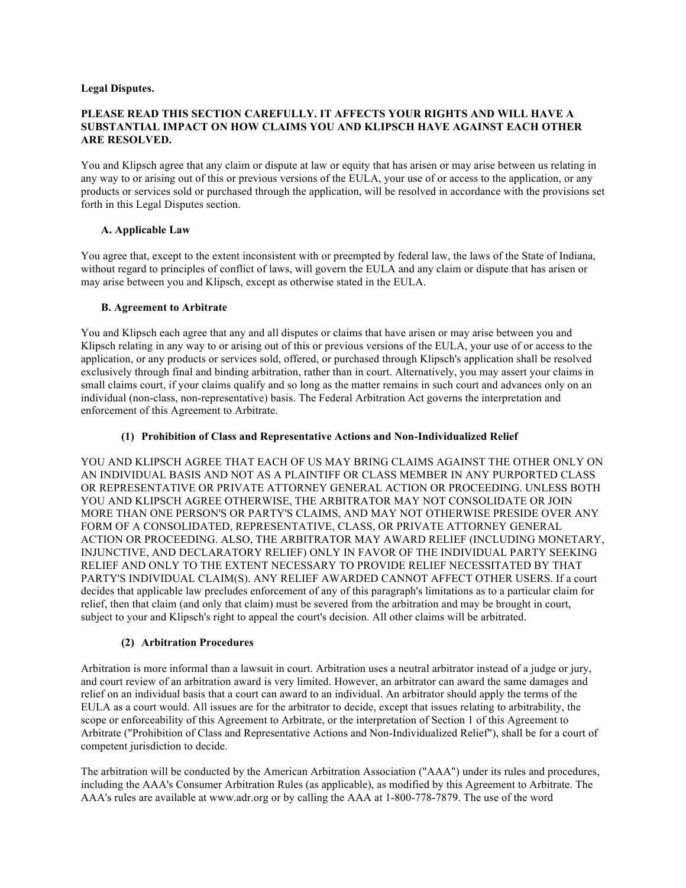**Legal Disputes.**

**PLEASE READ THIS SECTION CAREFULLY. IT AFFECTS YOUR RIGHTS AND WILL HAVE A SUBSTANTIAL IMPACT ON HOW CLAIMS YOU AND KLIPSCH HAVE AGAINST EACH OTHER ARE RESOLVED.**

You and Klipsch agree that any claim or dispute at law or equity that has arisen or may arise between us relating in any way to or arising out of this or previous versions of the EULA, your use of or access to the application, or any products or services sold or purchased through the application, will be resolved in accordance with the provisions set forth in this Legal Disputes section.

**A. Applicable Law**

You agree that, except to the extent inconsistent with or preempted by federal law, the laws of the State of Indiana, without regard to principles of conflict of laws, will govern the EULA and any claim or dispute that has arisen or may arise between you and Klipsch, except as otherwise stated in the EULA.

**B. Agreement to Arbitrate**

You and Klipsch each agree that any and all disputes or claims that have arisen or may arise between you and Klipsch relating in any way to or arising out of this or previous versions of the EULA, your use of or access to the application, or any products or services sold, offered, or purchased through Klipsch's application shall be resolved exclusively through final and binding arbitration, rather than in court. Alternatively, you may assert your claims in small claims court, if your claims qualify and so long as the matter remains in such court and advances only on an individual (non-class, non-representative) basis. The Federal Arbitration Act governs the interpretation and enforcement of this Agreement to Arbitrate.

**(1) Prohibition of Class and Representative Actions and Non-Individualized Relief**

YOU AND KLIPSCH AGREE THAT EACH OF US MAY BRING CLAIMS AGAINST THE OTHER ONLY ON AN INDIVIDUAL BASIS AND NOT AS A PLAINTIFF OR CLASS MEMBER IN ANY PURPORTED CLASS OR REPRESENTATIVE OR PRIVATE ATTORNEY GENERAL ACTION OR PROCEEDING. UNLESS BOTH YOU AND KLIPSCH AGREE OTHERWISE, THE ARBITRATOR MAY NOT CONSOLIDATE OR JOIN MORE THAN ONE PERSON'S OR PARTY'S CLAIMS, AND MAY NOT OTHERWISE PRESIDE OVER ANY FORM OF A CONSOLIDATED, REPRESENTATIVE, CLASS, OR PRIVATE ATTORNEY GENERAL ACTION OR PROCEEDING. ALSO, THE ARBITRATOR MAY AWARD RELIEF (INCLUDING MONETARY, INJUNCTIVE, AND DECLARATORY RELIEF) ONLY IN FAVOR OF THE INDIVIDUAL PARTY SEEKING RELIEF AND ONLY TO THE EXTENT NECESSARY TO PROVIDE RELIEF NECESSITATED BY THAT PARTY'S INDIVIDUAL CLAIM(S). ANY RELIEF AWARDED CANNOT AFFECT OTHER USERS. If a court decides that applicable law precludes enforcement of any of this paragraph's limitations as to a particular claim for relief, then that claim (and only that claim) must be severed from the arbitration and may be brought in court, subject to your and Klipsch's right to appeal the court's decision. All other claims will be arbitrated.

**(2) Arbitration Procedures**

Arbitration is more informal than a lawsuit in court. Arbitration uses a neutral arbitrator instead of a judge or jury, and court review of an arbitration award is very limited. However, an arbitrator can award the same damages and relief on an individual basis that a court can award to an individual. An arbitrator should apply the terms of the EULA as a court would. All issues are for the arbitrator to decide, except that issues relating to arbitrability, the scope or enforceability of this Agreement to Arbitrate, or the interpretation of Section 1 of this Agreement to Arbitrate ("Prohibition of Class and Representative Actions and Non-Individualized Relief"), shall be for a court of competent jurisdiction to decide.

The arbitration will be conducted by the American Arbitration Association ("AAA") under its rules and procedures, including the AAA's Consumer Arbitration Rules (as applicable), as modified by this Agreement to Arbitrate. The AAA's rules are available at www.adr.org or by calling the AAA at 1-800-778-7879. The use of the word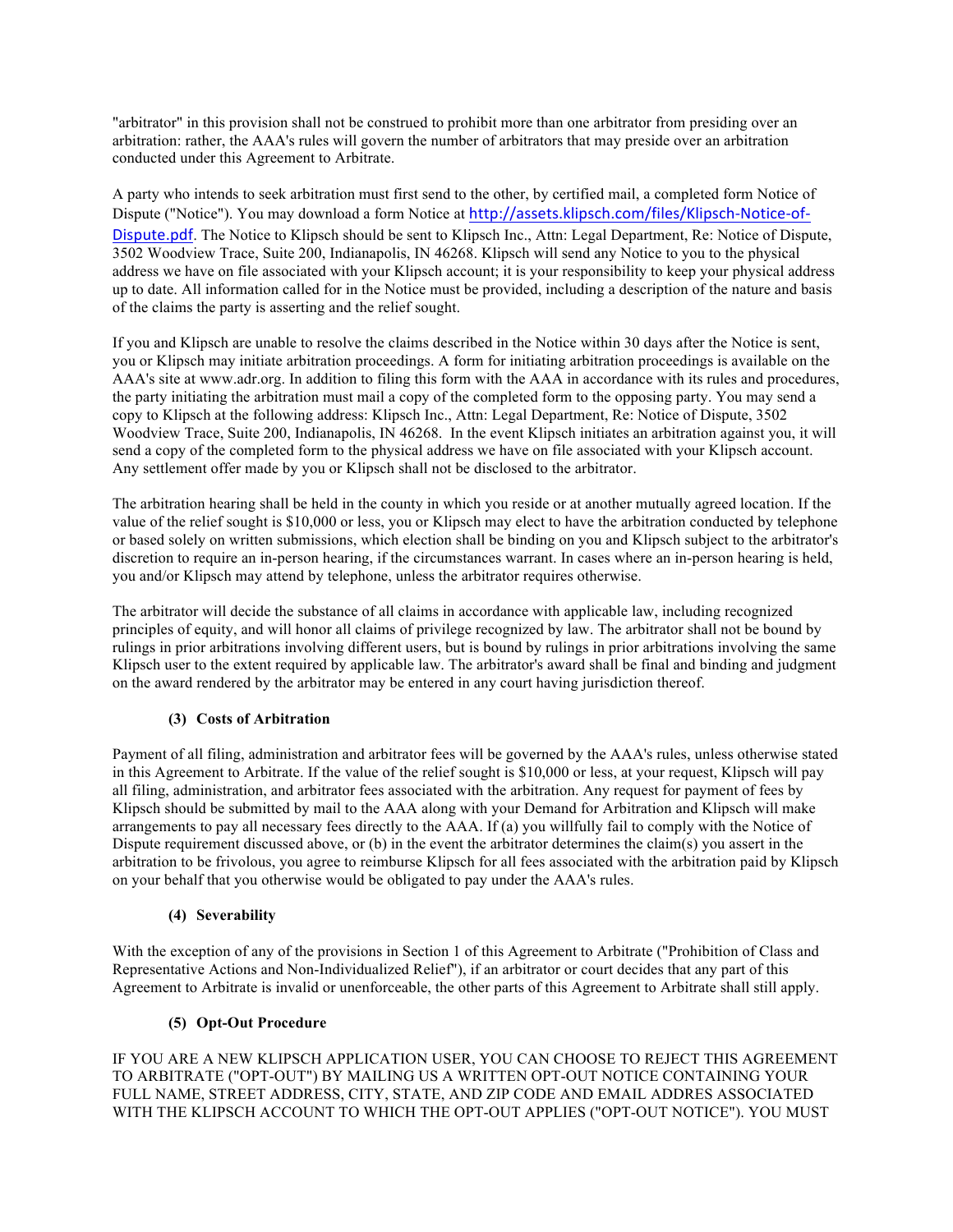"arbitrator" in this provision shall not be construed to prohibit more than one arbitrator from presiding over an arbitration: rather, the AAA's rules will govern the number of arbitrators that may preside over an arbitration conducted under this Agreement to Arbitrate.

A party who intends to seek arbitration must first send to the other, by certified mail, a completed form Notice of Dispute ("Notice"). You may download a form Notice at http://assets.klipsch.com/files/Klipsch-Notice-of-Dispute.pdf. The Notice to Klipsch should be sent to Klipsch Inc., Attn: Legal Department, Re: Notice of Dispute, 3502 Woodview Trace, Suite 200, Indianapolis, IN 46268. Klipsch will send any Notice to you to the physical address we have on file associated with your Klipsch account; it is your responsibility to keep your physical address up to date. All information called for in the Notice must be provided, including a description of the nature and basis of the claims the party is asserting and the relief sought.

If you and Klipsch are unable to resolve the claims described in the Notice within 30 days after the Notice is sent, you or Klipsch may initiate arbitration proceedings. A form for initiating arbitration proceedings is available on the AAA's site at www.adr.org. In addition to filing this form with the AAA in accordance with its rules and procedures, the party initiating the arbitration must mail a copy of the completed form to the opposing party. You may send a copy to Klipsch at the following address: Klipsch Inc., Attn: Legal Department, Re: Notice of Dispute, 3502 Woodview Trace, Suite 200, Indianapolis, IN 46268. In the event Klipsch initiates an arbitration against you, it will send a copy of the completed form to the physical address we have on file associated with your Klipsch account. Any settlement offer made by you or Klipsch shall not be disclosed to the arbitrator.

The arbitration hearing shall be held in the county in which you reside or at another mutually agreed location. If the value of the relief sought is $10,000 or less, you or Klipsch may elect to have the arbitration conducted by telephone or based solely on written submissions, which election shall be binding on you and Klipsch subject to the arbitrator's discretion to require an in-person hearing, if the circumstances warrant. In cases where an in-person hearing is held, you and/or Klipsch may attend by telephone, unless the arbitrator requires otherwise.

The arbitrator will decide the substance of all claims in accordance with applicable law, including recognized principles of equity, and will honor all claims of privilege recognized by law. The arbitrator shall not be bound by rulings in prior arbitrations involving different users, but is bound by rulings in prior arbitrations involving the same Klipsch user to the extent required by applicable law. The arbitrator's award shall be final and binding and judgment on the award rendered by the arbitrator may be entered in any court having jurisdiction thereof.

**(3) Costs of Arbitration**

Payment of all filing, administration and arbitrator fees will be governed by the AAA's rules, unless otherwise stated in this Agreement to Arbitrate. If the value of the relief sought is $10,000 or less, at your request, Klipsch will pay all filing, administration, and arbitrator fees associated with the arbitration. Any request for payment of fees by Klipsch should be submitted by mail to the AAA along with your Demand for Arbitration and Klipsch will make arrangements to pay all necessary fees directly to the AAA. If (a) you willfully fail to comply with the Notice of Dispute requirement discussed above, or (b) in the event the arbitrator determines the claim(s) you assert in the arbitration to be frivolous, you agree to reimburse Klipsch for all fees associated with the arbitration paid by Klipsch on your behalf that you otherwise would be obligated to pay under the AAA's rules.

**(4) Severability**

With the exception of any of the provisions in Section 1 of this Agreement to Arbitrate ("Prohibition of Class and Representative Actions and Non-Individualized Relief"), if an arbitrator or court decides that any part of this Agreement to Arbitrate is invalid or unenforceable, the other parts of this Agreement to Arbitrate shall still apply.

**(5) Opt-Out Procedure**

IF YOU ARE A NEW KLIPSCH APPLICATION USER, YOU CAN CHOOSE TO REJECT THIS AGREEMENT TO ARBITRATE ("OPT-OUT") BY MAILING US A WRITTEN OPT-OUT NOTICE CONTAINING YOUR FULL NAME, STREET ADDRESS, CITY, STATE, AND ZIP CODE AND EMAIL ADDRES ASSOCIATED WITH THE KLIPSCH ACCOUNT TO WHICH THE OPT-OUT APPLIES ("OPT-OUT NOTICE"). YOU MUST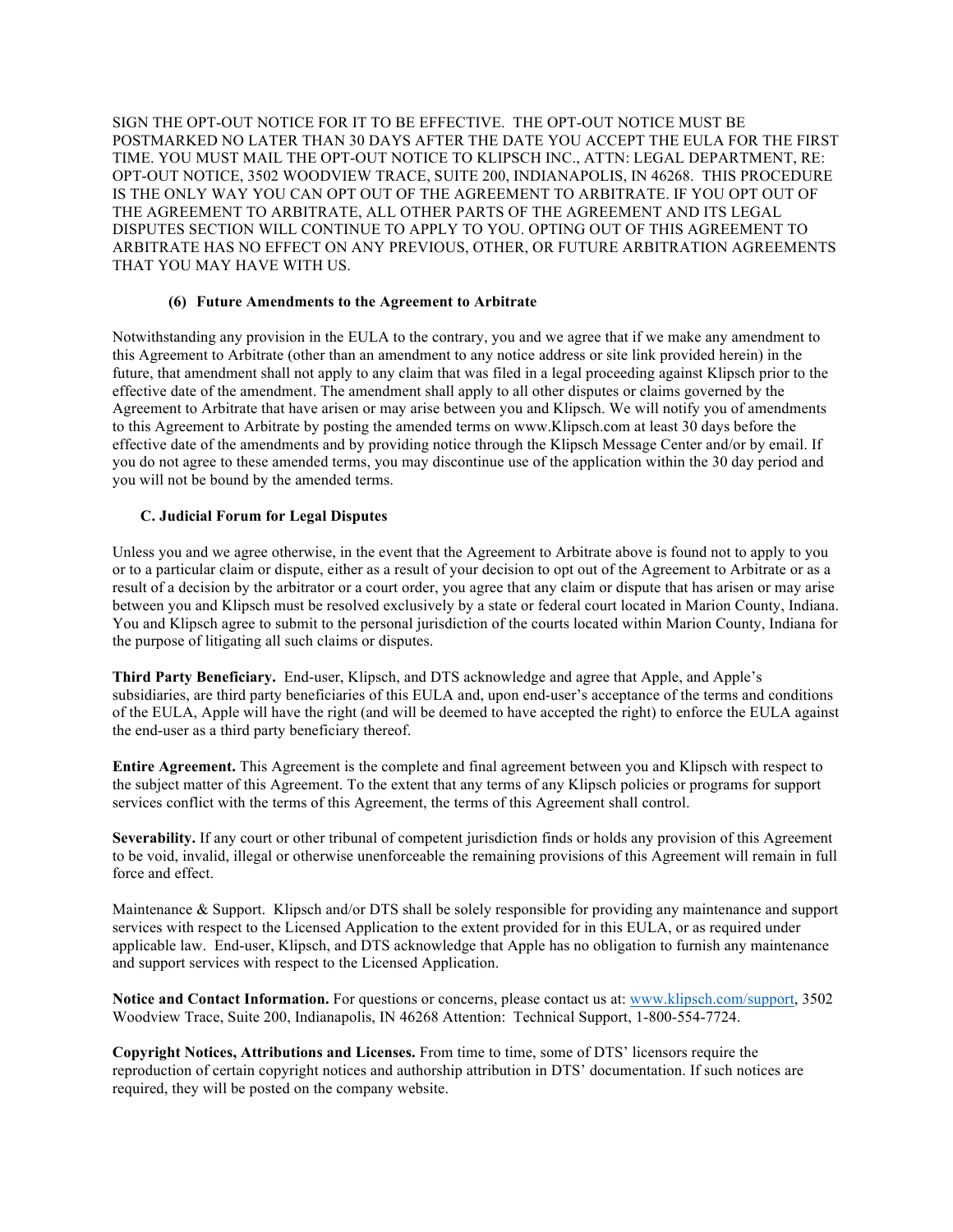SIGN THE OPT-OUT NOTICE FOR IT TO BE EFFECTIVE. THE OPT-OUT NOTICE MUST BE POSTMARKED NO LATER THAN 30 DAYS AFTER THE DATE YOU ACCEPT THE EULA FOR THE FIRST TIME. YOU MUST MAIL THE OPT-OUT NOTICE TO KLIPSCH INC., ATTN: LEGAL DEPARTMENT, RE: OPT-OUT NOTICE, 3502 WOODVIEW TRACE, SUITE 200, INDIANAPOLIS, IN 46268. THIS PROCEDURE IS THE ONLY WAY YOU CAN OPT OUT OF THE AGREEMENT TO ARBITRATE. IF YOU OPT OUT OF THE AGREEMENT TO ARBITRATE, ALL OTHER PARTS OF THE AGREEMENT AND ITS LEGAL DISPUTES SECTION WILL CONTINUE TO APPLY TO YOU. OPTING OUT OF THIS AGREEMENT TO ARBITRATE HAS NO EFFECT ON ANY PREVIOUS, OTHER, OR FUTURE ARBITRATION AGREEMENTS THAT YOU MAY HAVE WITH US.

**(6) Future Amendments to the Agreement to Arbitrate**

Notwithstanding any provision in the EULA to the contrary, you and we agree that if we make any amendment to this Agreement to Arbitrate (other than an amendment to any notice address or site link provided herein) in the future, that amendment shall not apply to any claim that was filed in a legal proceeding against Klipsch prior to the effective date of the amendment. The amendment shall apply to all other disputes or claims governed by the Agreement to Arbitrate that have arisen or may arise between you and Klipsch. We will notify you of amendments to this Agreement to Arbitrate by posting the amended terms on www.Klipsch.com at least 30 days before the effective date of the amendments and by providing notice through the Klipsch Message Center and/or by email. If you do not agree to these amended terms, you may discontinue use of the application within the 30 day period and you will not be bound by the amended terms.

**C. Judicial Forum for Legal Disputes**

Unless you and we agree otherwise, in the event that the Agreement to Arbitrate above is found not to apply to you or to a particular claim or dispute, either as a result of your decision to opt out of the Agreement to Arbitrate or as a result of a decision by the arbitrator or a court order, you agree that any claim or dispute that has arisen or may arise between you and Klipsch must be resolved exclusively by a state or federal court located in Marion County, Indiana. You and Klipsch agree to submit to the personal jurisdiction of the courts located within Marion County, Indiana for the purpose of litigating all such claims or disputes.

**Third Party Beneficiary.** End-user, Klipsch, and DTS acknowledge and agree that Apple, and Apple's subsidiaries, are third party beneficiaries of this EULA and, upon end-user's acceptance of the terms and conditions of the EULA, Apple will have the right (and will be deemed to have accepted the right) to enforce the EULA against the end-user as a third party beneficiary thereof.

**Entire Agreement.** This Agreement is the complete and final agreement between you and Klipsch with respect to the subject matter of this Agreement. To the extent that any terms of any Klipsch policies or programs for support services conflict with the terms of this Agreement, the terms of this Agreement shall control.

**Severability.** If any court or other tribunal of competent jurisdiction finds or holds any provision of this Agreement to be void, invalid, illegal or otherwise unenforceable the remaining provisions of this Agreement will remain in full force and effect.

Maintenance & Support. Klipsch and/or DTS shall be solely responsible for providing any maintenance and support services with respect to the Licensed Application to the extent provided for in this EULA, or as required under applicable law. End-user, Klipsch, and DTS acknowledge that Apple has no obligation to furnish any maintenance and support services with respect to the Licensed Application.

**Notice and Contact Information.** For questions or concerns, please contact us at: www.klipsch.com/support, 3502 Woodview Trace, Suite 200, Indianapolis, IN 46268 Attention: Technical Support, 1-800-554-7724.

**Copyright Notices, Attributions and Licenses.** From time to time, some of DTS' licensors require the reproduction of certain copyright notices and authorship attribution in DTS' documentation. If such notices are required, they will be posted on the company website.